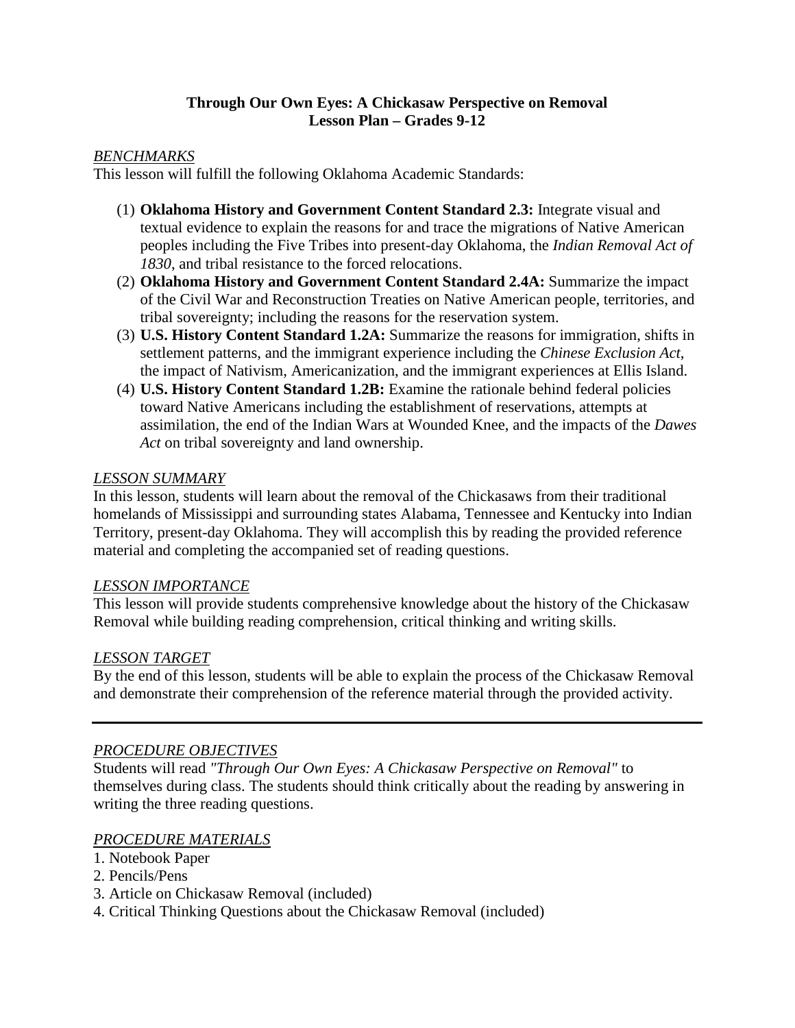# Through Our Own Eyes: A Chickasaw Perspective on Removal
## Lesson Plan – Grades 9-12

<u>*BENCHMARKS*</u>

This lesson will fulfill the following Oklahoma Academic Standards:

(1) **Oklahoma History and Government Content Standard 2.3:** Integrate visual and textual evidence to explain the reasons for and trace the migrations of Native American peoples including the Five Tribes into present-day Oklahoma, the *Indian Removal Act of 1830*, and tribal resistance to the forced relocations.

(2) **Oklahoma History and Government Content Standard 2.4A:** Summarize the impact of the Civil War and Reconstruction Treaties on Native American people, territories, and tribal sovereignty; including the reasons for the reservation system.

(3) **U.S. History Content Standard 1.2A:** Summarize the reasons for immigration, shifts in settlement patterns, and the immigrant experience including the *Chinese Exclusion Act*, the impact of Nativism, Americanization, and the immigrant experiences at Ellis Island.

(4) **U.S. History Content Standard 1.2B:** Examine the rationale behind federal policies toward Native Americans including the establishment of reservations, attempts at assimilation, the end of the Indian Wars at Wounded Knee, and the impacts of the *Dawes Act* on tribal sovereignty and land ownership.

<u>*LESSON SUMMARY*</u>

In this lesson, students will learn about the removal of the Chickasaws from their traditional homelands of Mississippi and surrounding states Alabama, Tennessee and Kentucky into Indian Territory, present-day Oklahoma. They will accomplish this by reading the provided reference material and completing the accompanied set of reading questions.

<u>*LESSON IMPORTANCE*</u>

This lesson will provide students comprehensive knowledge about the history of the Chickasaw Removal while building reading comprehension, critical thinking and writing skills.

<u>*LESSON TARGET*</u>

By the end of this lesson, students will be able to explain the process of the Chickasaw Removal and demonstrate their comprehension of the reference material through the provided activity.

---

<u>*PROCEDURE OBJECTIVES*</u>

Students will read *"Through Our Own Eyes: A Chickasaw Perspective on Removal"* to themselves during class. The students should think critically about the reading by answering in writing the three reading questions.

<u>*PROCEDURE MATERIALS*</u>

1. Notebook Paper
2. Pencils/Pens
3. Article on Chickasaw Removal (included)
4. Critical Thinking Questions about the Chickasaw Removal (included)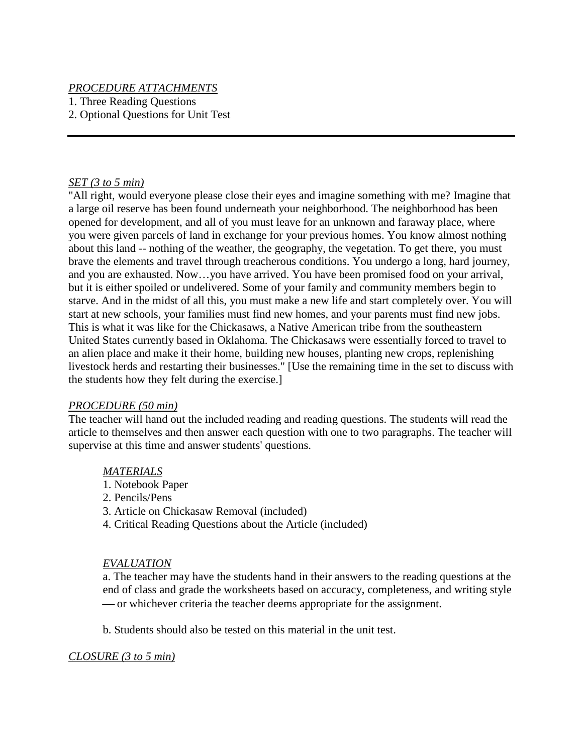*PROCEDURE ATTACHMENTS*

1. Three Reading Questions
2. Optional Questions for Unit Test

---

*SET (3 to 5 min)*

"All right, would everyone please close their eyes and imagine something with me? Imagine that a large oil reserve has been found underneath your neighborhood. The neighborhood has been opened for development, and all of you must leave for an unknown and faraway place, where you were given parcels of land in exchange for your previous homes. You know almost nothing about this land -- nothing of the weather, the geography, the vegetation. To get there, you must brave the elements and travel through treacherous conditions. You undergo a long, hard journey, and you are exhausted. Now…you have arrived. You have been promised food on your arrival, but it is either spoiled or undelivered. Some of your family and community members begin to starve. And in the midst of all this, you must make a new life and start completely over. You will start at new schools, your families must find new homes, and your parents must find new jobs. This is what it was like for the Chickasaws, a Native American tribe from the southeastern United States currently based in Oklahoma. The Chickasaws were essentially forced to travel to an alien place and make it their home, building new houses, planting new crops, replenishing livestock herds and restarting their businesses." [Use the remaining time in the set to discuss with the students how they felt during the exercise.]

*PROCEDURE (50 min)*

The teacher will hand out the included reading and reading questions. The students will read the article to themselves and then answer each question with one to two paragraphs. The teacher will supervise at this time and answer students' questions.

*MATERIALS*

1. Notebook Paper
2. Pencils/Pens
3. Article on Chickasaw Removal (included)
4. Critical Reading Questions about the Article (included)

*EVALUATION*

a. The teacher may have the students hand in their answers to the reading questions at the end of class and grade the worksheets based on accuracy, completeness, and writing style — or whichever criteria the teacher deems appropriate for the assignment.

b. Students should also be tested on this material in the unit test.

*CLOSURE (3 to 5 min)*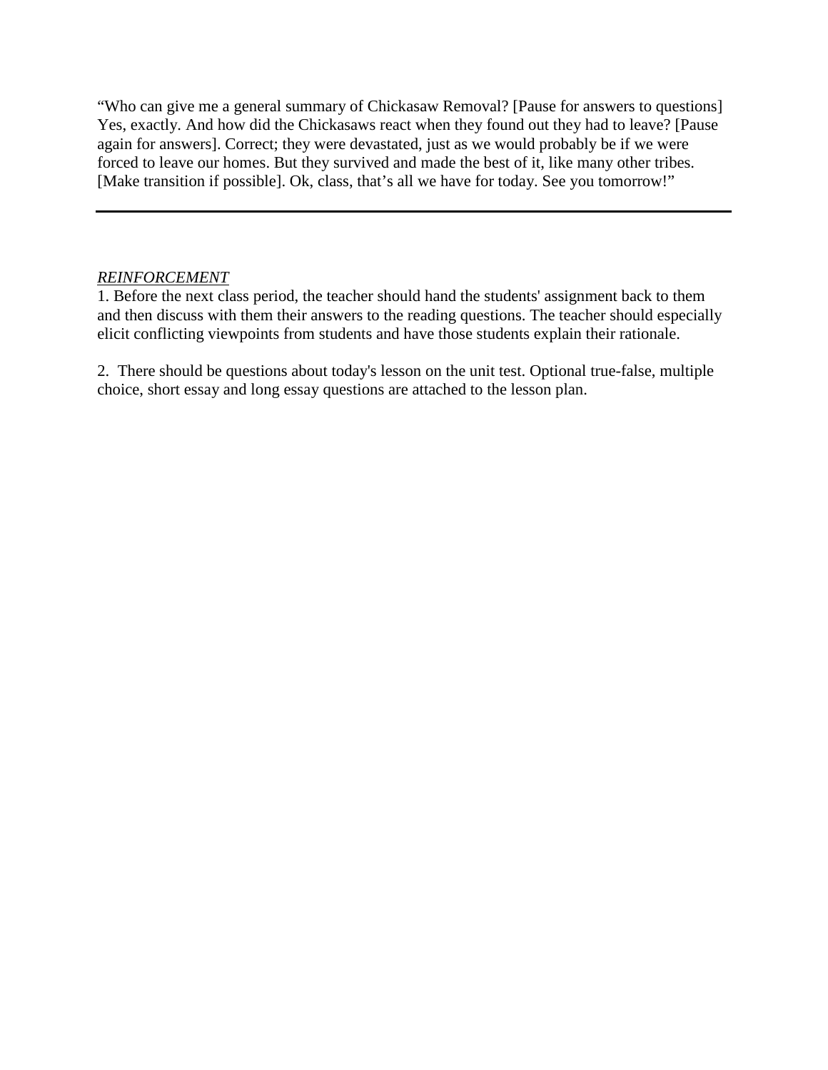"Who can give me a general summary of Chickasaw Removal? [Pause for answers to questions] Yes, exactly. And how did the Chickasaws react when they found out they had to leave? [Pause again for answers]. Correct; they were devastated, just as we would probably be if we were forced to leave our homes. But they survived and made the best of it, like many other tribes. [Make transition if possible]. Ok, class, that's all we have for today. See you tomorrow!"

---

*REINFORCEMENT*

1. Before the next class period, the teacher should hand the students' assignment back to them and then discuss with them their answers to the reading questions. The teacher should especially elicit conflicting viewpoints from students and have those students explain their rationale.

2. There should be questions about today's lesson on the unit test. Optional true-false, multiple choice, short essay and long essay questions are attached to the lesson plan.